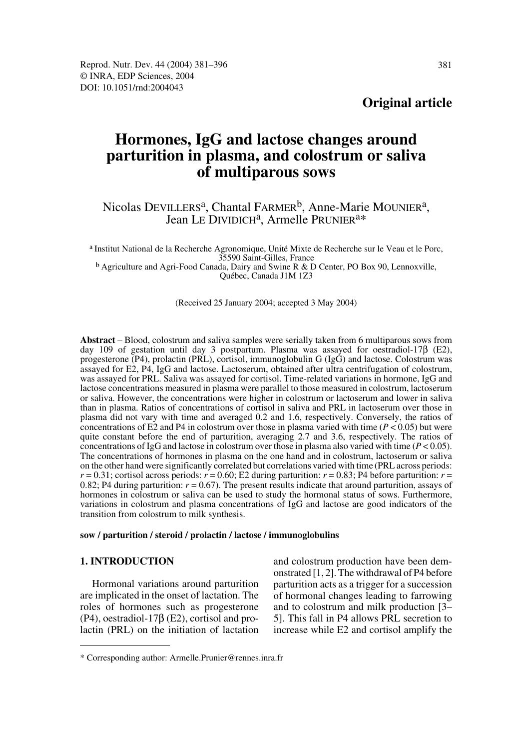**Original article**

# Hormones, IgG and lactose changes around parturition in plasma, and colostrum or saliva of multiparous sows

Nicolas DEVILLERS[a], Chantal FARMER[b], Anne-Marie MOUNIER[a], Jean LE DIVIDICH[a], Armelle PRUNIER[a]*

[a] Institut National de la Recherche Agronomique, Unité Mixte de Recherche sur le Veau et le Porc, 35590 Saint-Gilles, France
[b] Agriculture and Agri-Food Canada, Dairy and Swine R & D Center, PO Box 90, Lennoxville, Québec, Canada J1M 1Z3

(Received 25 January 2004; accepted 3 May 2004)

**Abstract** – Blood, colostrum and saliva samples were serially taken from 6 multiparous sows from day 109 of gestation until day 3 postpartum. Plasma was assayed for oestradiol-17β (E2), progesterone (P4), prolactin (PRL), cortisol, immunoglobulin G (IgG) and lactose. Colostrum was assayed for E2, P4, IgG and lactose. Lactoserum, obtained after ultra centrifugation of colostrum, was assayed for PRL. Saliva was assayed for cortisol. Time-related variations in hormone, IgG and lactose concentrations measured in plasma were parallel to those measured in colostrum, lactoserum or saliva. However, the concentrations were higher in colostrum or lactoserum and lower in saliva than in plasma. Ratios of concentrations of cortisol in saliva and PRL in lactoserum over those in plasma did not vary with time and averaged 0.2 and 1.6, respectively. Conversely, the ratios of concentrations of E2 and P4 in colostrum over those in plasma varied with time ($P < 0.05$) but were quite constant before the end of parturition, averaging 2.7 and 3.6, respectively. The ratios of concentrations of IgG and lactose in colostrum over those in plasma also varied with time ($P < 0.05$). The concentrations of hormones in plasma on the one hand and in colostrum, lactoserum or saliva on the other hand were significantly correlated but correlations varied with time (PRL across periods: $r = 0.31$; cortisol across periods: $r = 0.60$; E2 during parturition: $r = 0.83$; P4 before parturition: $r = 0.82$; P4 during parturition: $r = 0.67$). The present results indicate that around parturition, assays of hormones in colostrum or saliva can be used to study the hormonal status of sows. Furthermore, variations in colostrum and plasma concentrations of IgG and lactose are good indicators of the transition from colostrum to milk synthesis.

**sow / parturition / steroid / prolactin / lactose / immunoglobulins**

## 1. INTRODUCTION

Hormonal variations around parturition are implicated in the onset of lactation. The roles of hormones such as progesterone (P4), oestradiol-17β (E2), cortisol and prolactin (PRL) on the initiation of lactation and colostrum production have been demonstrated [1, 2]. The withdrawal of P4 before parturition acts as a trigger for a succession of hormonal changes leading to farrowing and to colostrum and milk production [3–5]. This fall in P4 allows PRL secretion to increase while E2 and cortisol amplify the

---

* Corresponding author: Armelle.Prunier@rennes.inra.fr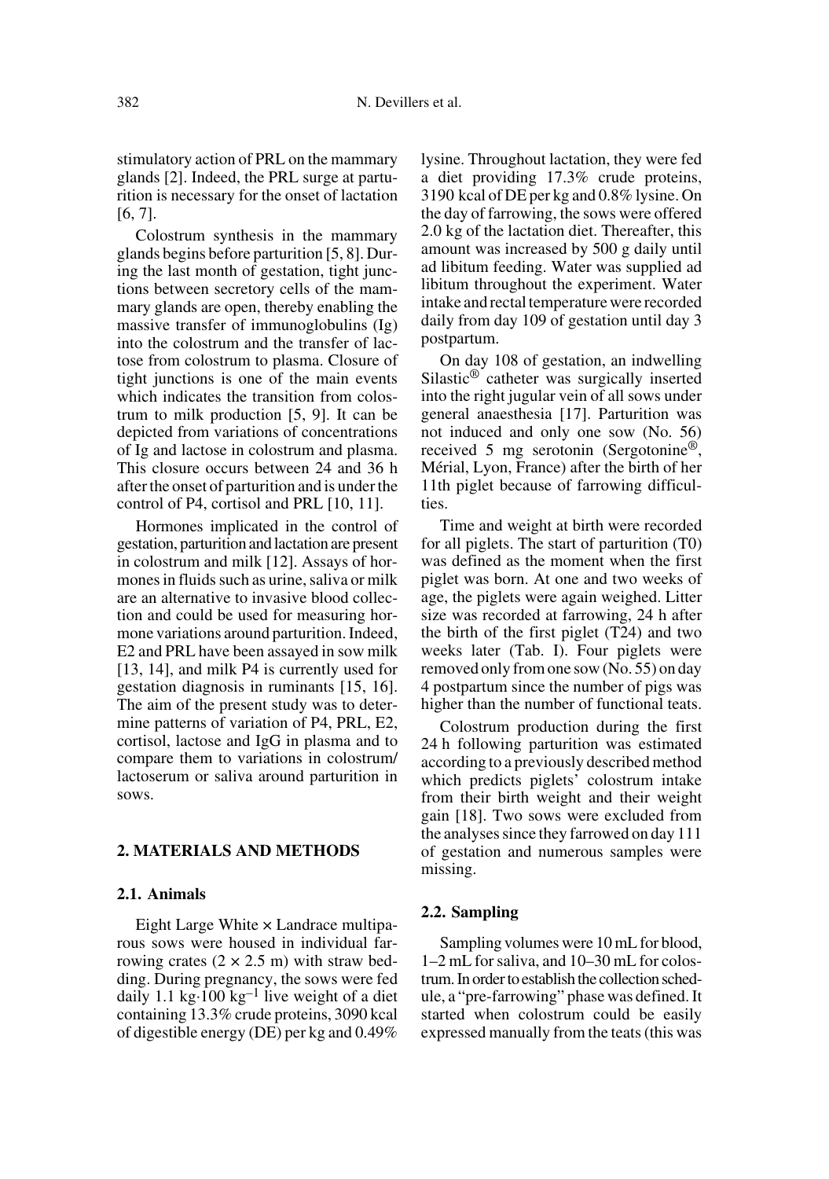stimulatory action of PRL on the mammary glands [2]. Indeed, the PRL surge at parturition is necessary for the onset of lactation [6, 7].

Colostrum synthesis in the mammary glands begins before parturition [5, 8]. During the last month of gestation, tight junctions between secretory cells of the mammary glands are open, thereby enabling the massive transfer of immunoglobulins (Ig) into the colostrum and the transfer of lactose from colostrum to plasma. Closure of tight junctions is one of the main events which indicates the transition from colostrum to milk production [5, 9]. It can be depicted from variations of concentrations of Ig and lactose in colostrum and plasma. This closure occurs between 24 and 36 h after the onset of parturition and is under the control of P4, cortisol and PRL [10, 11].

Hormones implicated in the control of gestation, parturition and lactation are present in colostrum and milk [12]. Assays of hormones in fluids such as urine, saliva or milk are an alternative to invasive blood collection and could be used for measuring hormone variations around parturition. Indeed, E2 and PRL have been assayed in sow milk [13, 14], and milk P4 is currently used for gestation diagnosis in ruminants [15, 16]. The aim of the present study was to determine patterns of variation of P4, PRL, E2, cortisol, lactose and IgG in plasma and to compare them to variations in colostrum/lactoserum or saliva around parturition in sows.

## 2. MATERIALS AND METHODS

### 2.1. Animals

Eight Large White × Landrace multiparous sows were housed in individual farrowing crates (2 × 2.5 m) with straw bedding. During pregnancy, the sows were fed daily 1.1 kg·100 $kg^{-1}$ live weight of a diet containing 13.3% crude proteins, 3090 kcal of digestible energy (DE) per kg and 0.49% lysine. Throughout lactation, they were fed a diet providing 17.3% crude proteins, 3190 kcal of DE per kg and 0.8% lysine. On the day of farrowing, the sows were offered 2.0 kg of the lactation diet. Thereafter, this amount was increased by 500 g daily until ad libitum feeding. Water was supplied ad libitum throughout the experiment. Water intake and rectal temperature were recorded daily from day 109 of gestation until day 3 postpartum.

On day 108 of gestation, an indwelling Silastic® catheter was surgically inserted into the right jugular vein of all sows under general anaesthesia [17]. Parturition was not induced and only one sow (No. 56) received 5 mg serotonin (Sergotonine®, Mérial, Lyon, France) after the birth of her 11th piglet because of farrowing difficulties.

Time and weight at birth were recorded for all piglets. The start of parturition (T0) was defined as the moment when the first piglet was born. At one and two weeks of age, the piglets were again weighed. Litter size was recorded at farrowing, 24 h after the birth of the first piglet (T24) and two weeks later (Tab. I). Four piglets were removed only from one sow (No. 55) on day 4 postpartum since the number of pigs was higher than the number of functional teats.

Colostrum production during the first 24 h following parturition was estimated according to a previously described method which predicts piglets' colostrum intake from their birth weight and their weight gain [18]. Two sows were excluded from the analyses since they farrowed on day 111 of gestation and numerous samples were missing.

### 2.2. Sampling

Sampling volumes were 10 mL for blood, 1–2 mL for saliva, and 10–30 mL for colostrum. In order to establish the collection schedule, a "pre-farrowing" phase was defined. It started when colostrum could be easily expressed manually from the teats (this was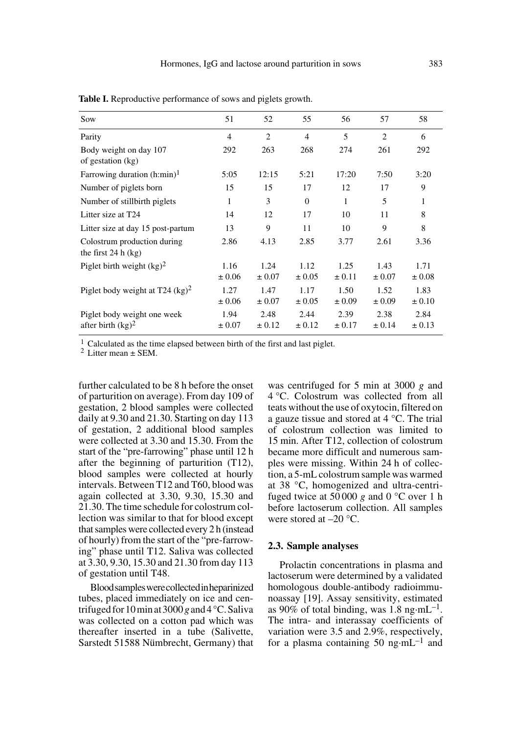**Table I.** Reproductive performance of sows and piglets growth.

| Sow | 51 | 52 | 55 | 56 | 57 | 58 |
|---|---|---|---|---|---|---|
| Parity | 4 | 2 | 4 | 5 | 2 | 6 |
| Body weight on day 107 of gestation (kg) | 292 | 263 | 268 | 274 | 261 | 292 |
| Farrowing duration (h:min)[1] | 5:05 | 12:15 | 5:21 | 17:20 | 7:50 | 3:20 |
| Number of piglets born | 15 | 15 | 17 | 12 | 17 | 9 |
| Number of stillbirth piglets | 1 | 3 | 0 | 1 | 5 | 1 |
| Litter size at T24 | 14 | 12 | 17 | 10 | 11 | 8 |
| Litter size at day 15 post-partum | 13 | 9 | 11 | 10 | 9 | 8 |
| Colostrum production during the first 24 h (kg) | 2.86 | 4.13 | 2.85 | 3.77 | 2.61 | 3.36 |
| Piglet birth weight (kg)[2] | 1.16 ± 0.06 | 1.24 ± 0.07 | 1.12 ± 0.05 | 1.25 ± 0.11 | 1.43 ± 0.07 | 1.71 ± 0.08 |
| Piglet body weight at T24 (kg)[2] | 1.27 ± 0.06 | 1.47 ± 0.07 | 1.17 ± 0.05 | 1.50 ± 0.09 | 1.52 ± 0.09 | 1.83 ± 0.10 |
| Piglet body weight one week after birth (kg)[2] | 1.94 ± 0.07 | 2.48 ± 0.12 | 2.44 ± 0.12 | 2.39 ± 0.17 | 2.38 ± 0.14 | 2.84 ± 0.13 |

[1] Calculated as the time elapsed between birth of the first and last piglet.
[2] Litter mean ± SEM.

further calculated to be 8 h before the onset of parturition on average). From day 109 of gestation, 2 blood samples were collected daily at 9.30 and 21.30. Starting on day 113 of gestation, 2 additional blood samples were collected at 3.30 and 15.30. From the start of the "pre-farrowing" phase until 12 h after the beginning of parturition (T12), blood samples were collected at hourly intervals. Between T12 and T60, blood was again collected at 3.30, 9.30, 15.30 and 21.30. The time schedule for colostrum collection was similar to that for blood except that samples were collected every 2 h (instead of hourly) from the start of the "pre-farrowing" phase until T12. Saliva was collected at 3.30, 9.30, 15.30 and 21.30 from day 113 of gestation until T48.

Blood samples were collected in heparinized tubes, placed immediately on ice and centrifuged for 10 min at 3000 *g* and 4 °C. Saliva was collected on a cotton pad which was thereafter inserted in a tube (Salivette, Sarstedt 51588 Nümbrecht, Germany) that was centrifuged for 5 min at 3000 *g* and 4 °C. Colostrum was collected from all teats without the use of oxytocin, filtered on a gauze tissue and stored at 4 °C. The trial of colostrum collection was limited to 15 min. After T12, collection of colostrum became more difficult and numerous samples were missing. Within 24 h of collection, a 5-mL colostrum sample was warmed at 38 °C, homogenized and ultra-centrifuged twice at 50 000 *g* and 0 °C over 1 h before lactoserum collection. All samples were stored at –20 °C.

### 2.3. Sample analyses

Prolactin concentrations in plasma and lactoserum were determined by a validated homologous double-antibody radioimmunoassay [19]. Assay sensitivity, estimated as 90% of total binding, was 1.8 $ng \cdot mL^{-1}$. The intra- and interassay coefficients of variation were 3.5 and 2.9%, respectively, for a plasma containing 50 $ng \cdot mL^{-1}$ and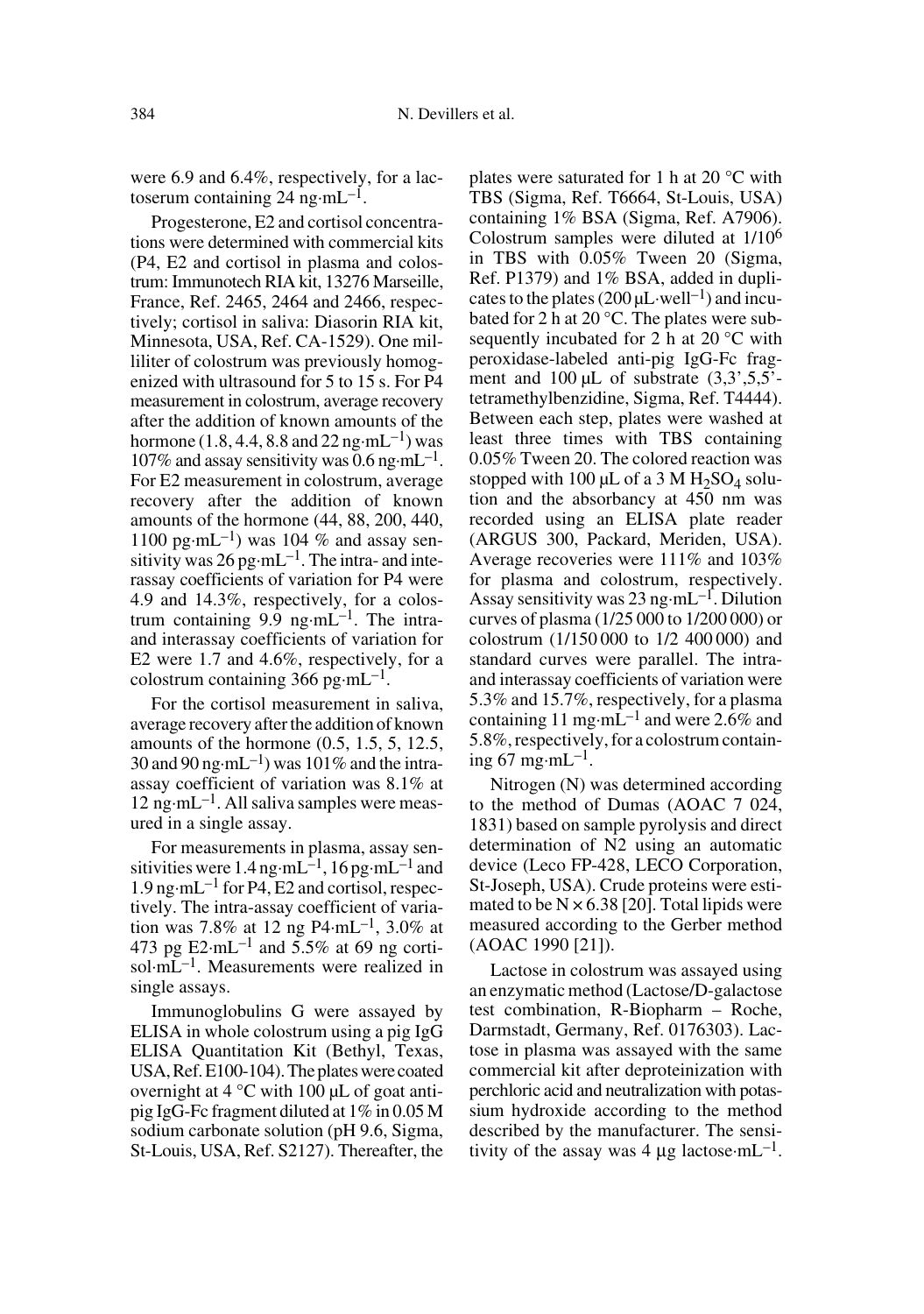were 6.9 and 6.4%, respectively, for a lactoserum containing 24 ng·mL$^{-1}$.

Progesterone, E2 and cortisol concentrations were determined with commercial kits (P4, E2 and cortisol in plasma and colostrum: Immunotech RIA kit, 13276 Marseille, France, Ref. 2465, 2464 and 2466, respectively; cortisol in saliva: Diasorin RIA kit, Minnesota, USA, Ref. CA-1529). One milliliter of colostrum was previously homogenized with ultrasound for 5 to 15 s. For P4 measurement in colostrum, average recovery after the addition of known amounts of the hormone (1.8, 4.4, 8.8 and 22 ng·mL$^{-1}$) was 107% and assay sensitivity was 0.6 ng·mL$^{-1}$. For E2 measurement in colostrum, average recovery after the addition of known amounts of the hormone (44, 88, 200, 440, 1100 pg·mL$^{-1}$) was 104 % and assay sensitivity was 26 pg·mL$^{-1}$. The intra- and interassay coefficients of variation for P4 were 4.9 and 14.3%, respectively, for a colostrum containing 9.9 ng·mL$^{-1}$. The intra- and interassay coefficients of variation for E2 were 1.7 and 4.6%, respectively, for a colostrum containing 366 pg·mL$^{-1}$.

For the cortisol measurement in saliva, average recovery after the addition of known amounts of the hormone (0.5, 1.5, 5, 12.5, 30 and 90 ng·mL$^{-1}$) was 101% and the intra-assay coefficient of variation was 8.1% at 12 ng·mL$^{-1}$. All saliva samples were measured in a single assay.

For measurements in plasma, assay sensitivities were 1.4 ng·mL$^{-1}$, 16 pg·mL$^{-1}$ and 1.9 ng·mL$^{-1}$ for P4, E2 and cortisol, respectively. The intra-assay coefficient of variation was 7.8% at 12 ng P4·mL$^{-1}$, 3.0% at 473 pg E2·mL$^{-1}$ and 5.5% at 69 ng cortisol·mL$^{-1}$. Measurements were realized in single assays.

Immunoglobulins G were assayed by ELISA in whole colostrum using a pig IgG ELISA Quantitation Kit (Bethyl, Texas, USA, Ref. E100-104). The plates were coated overnight at 4 °C with 100 µL of goat anti-pig IgG-Fc fragment diluted at 1% in 0.05 M sodium carbonate solution (pH 9.6, Sigma, St-Louis, USA, Ref. S2127). Thereafter, the plates were saturated for 1 h at 20 °C with TBS (Sigma, Ref. T6664, St-Louis, USA) containing 1% BSA (Sigma, Ref. A7906). Colostrum samples were diluted at 1/10$^{6}$ in TBS with 0.05% Tween 20 (Sigma, Ref. P1379) and 1% BSA, added in duplicates to the plates (200 µL·well$^{-1}$) and incubated for 2 h at 20 °C. The plates were subsequently incubated for 2 h at 20 °C with peroxidase-labeled anti-pig IgG-Fc fragment and 100 µL of substrate (3,3',5,5'-tetramethylbenzidine, Sigma, Ref. T4444). Between each step, plates were washed at least three times with TBS containing 0.05% Tween 20. The colored reaction was stopped with 100 µL of a 3 M $H_2SO_4$ solution and the absorbancy at 450 nm was recorded using an ELISA plate reader (ARGUS 300, Packard, Meriden, USA). Average recoveries were 111% and 103% for plasma and colostrum, respectively. Assay sensitivity was 23 ng·mL$^{-1}$. Dilution curves of plasma (1/25 000 to 1/200 000) or colostrum (1/150 000 to 1/2 400 000) and standard curves were parallel. The intra- and interassay coefficients of variation were 5.3% and 15.7%, respectively, for a plasma containing 11 mg·mL$^{-1}$ and were 2.6% and 5.8%, respectively, for a colostrum containing 67 mg·mL$^{-1}$.

Nitrogen (N) was determined according to the method of Dumas (AOAC 7 024, 1831) based on sample pyrolysis and direct determination of N2 using an automatic device (Leco FP-428, LECO Corporation, St-Joseph, USA). Crude proteins were estimated to be N × 6.38 [20]. Total lipids were measured according to the Gerber method (AOAC 1990 [21]).

Lactose in colostrum was assayed using an enzymatic method (Lactose/D-galactose test combination, R-Biopharm – Roche, Darmstadt, Germany, Ref. 0176303). Lactose in plasma was assayed with the same commercial kit after deproteinization with perchloric acid and neutralization with potassium hydroxide according to the method described by the manufacturer. The sensitivity of the assay was 4 µg lactose·mL$^{-1}$.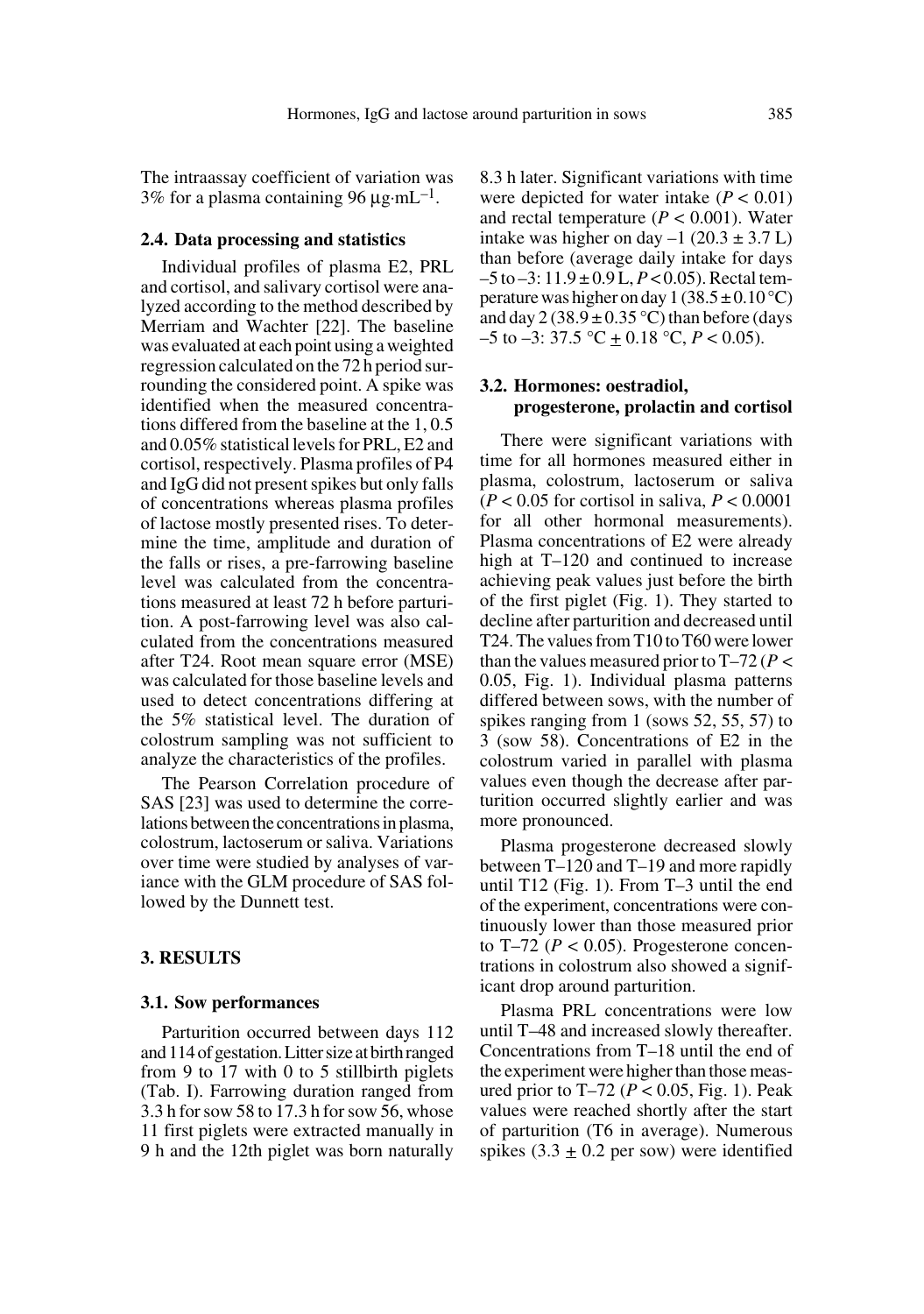The intraassay coefficient of variation was 3% for a plasma containing 96 $\mu g \cdot mL^{-1}$.

### 2.4. Data processing and statistics

Individual profiles of plasma E2, PRL and cortisol, and salivary cortisol were analyzed according to the method described by Merriam and Wachter [22]. The baseline was evaluated at each point using a weighted regression calculated on the 72 h period surrounding the considered point. A spike was identified when the measured concentrations differed from the baseline at the 1, 0.5 and 0.05% statistical levels for PRL, E2 and cortisol, respectively. Plasma profiles of P4 and IgG did not present spikes but only falls of concentrations whereas plasma profiles of lactose mostly presented rises. To determine the time, amplitude and duration of the falls or rises, a pre-farrowing baseline level was calculated from the concentrations measured at least 72 h before parturition. A post-farrowing level was also calculated from the concentrations measured after T24. Root mean square error (MSE) was calculated for those baseline levels and used to detect concentrations differing at the 5% statistical level. The duration of colostrum sampling was not sufficient to analyze the characteristics of the profiles.

The Pearson Correlation procedure of SAS [23] was used to determine the correlations between the concentrations in plasma, colostrum, lactoserum or saliva. Variations over time were studied by analyses of variance with the GLM procedure of SAS followed by the Dunnett test.

## 3. RESULTS

### 3.1. Sow performances

Parturition occurred between days 112 and 114 of gestation. Litter size at birth ranged from 9 to 17 with 0 to 5 stillbirth piglets (Tab. I). Farrowing duration ranged from 3.3 h for sow 58 to 17.3 h for sow 56, whose 11 first piglets were extracted manually in 9 h and the 12th piglet was born naturally 8.3 h later. Significant variations with time were depicted for water intake ($P < 0.01$) and rectal temperature ($P < 0.001$). Water intake was higher on day –1 ($20.3 \pm 3.7$ L) than before (average daily intake for days –5 to –3: $11.9 \pm 0.9$ L, $P < 0.05$). Rectal temperature was higher on day 1 ($38.5 \pm 0.10$ °C) and day 2 ($38.9 \pm 0.35$ °C) than before (days –5 to –3: 37.5 °C $\pm$ 0.18 °C, $P < 0.05$).

### 3.2. Hormones: oestradiol, progesterone, prolactin and cortisol

There were significant variations with time for all hormones measured either in plasma, colostrum, lactoserum or saliva ($P < 0.05$ for cortisol in saliva, $P < 0.0001$ for all other hormonal measurements). Plasma concentrations of E2 were already high at T–120 and continued to increase achieving peak values just before the birth of the first piglet (Fig. 1). They started to decline after parturition and decreased until T24. The values from T10 to T60 were lower than the values measured prior to T–72 ($P < 0.05$, Fig. 1). Individual plasma patterns differed between sows, with the number of spikes ranging from 1 (sows 52, 55, 57) to 3 (sow 58). Concentrations of E2 in the colostrum varied in parallel with plasma values even though the decrease after parturition occurred slightly earlier and was more pronounced.

Plasma progesterone decreased slowly between T–120 and T–19 and more rapidly until T12 (Fig. 1). From T–3 until the end of the experiment, concentrations were continuously lower than those measured prior to T–72 ($P < 0.05$). Progesterone concentrations in colostrum also showed a significant drop around parturition.

Plasma PRL concentrations were low until T–48 and increased slowly thereafter. Concentrations from T–18 until the end of the experiment were higher than those measured prior to T–72 ($P < 0.05$, Fig. 1). Peak values were reached shortly after the start of parturition (T6 in average). Numerous spikes ($3.3 \pm 0.2$ per sow) were identified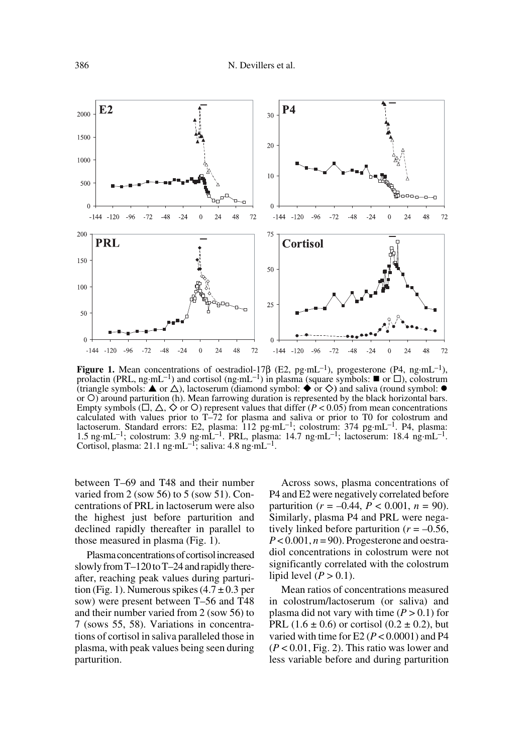**Figure 1.** Mean concentrations of oestradiol-17β (E2, pg·mL$^{-1}$), progesterone (P4, ng·mL$^{-1}$), prolactin (PRL, ng·mL$^{-1}$) and cortisol (ng·mL$^{-1}$) in plasma (square symbols: ■ or □), colostrum (triangle symbols: ▲ or △), lactoserum (diamond symbol: ◆ or ◇) and saliva (round symbol: ● or ○) around parturition (h). Mean farrowing duration is represented by the black horizontal bars. Empty symbols (□, △, ◇ or ○) represent values that differ ($P < 0.05$) from mean concentrations calculated with values prior to T–72 for plasma and saliva or prior to T0 for colostrum and lactoserum. Standard errors: E2, plasma: 112 pg·mL$^{-1}$; colostrum: 374 pg·mL$^{-1}$. P4, plasma: 1.5 ng·mL$^{-1}$; colostrum: 3.9 ng·mL$^{-1}$. PRL, plasma: 14.7 ng·mL$^{-1}$; lactoserum: 18.4 ng·mL$^{-1}$. Cortisol, plasma: 21.1 ng·mL$^{-1}$; saliva: 4.8 ng·mL$^{-1}$.

between T–69 and T48 and their number varied from 2 (sow 56) to 5 (sow 51). Concentrations of PRL in lactoserum were also the highest just before parturition and declined rapidly thereafter in parallel to those measured in plasma (Fig. 1).

Plasma concentrations of cortisol increased slowly from T–120 to T–24 and rapidly thereafter, reaching peak values during parturition (Fig. 1). Numerous spikes ($4.7 \pm 0.3$ per sow) were present between T–56 and T48 and their number varied from 2 (sow 56) to 7 (sows 55, 58). Variations in concentrations of cortisol in saliva paralleled those in plasma, with peak values being seen during parturition.

Across sows, plasma concentrations of P4 and E2 were negatively correlated before parturition ($r = -0.44$, $P < 0.001$, $n = 90$). Similarly, plasma P4 and PRL were negatively linked before parturition ($r = -0.56$, $P < 0.001$, $n = 90$). Progesterone and oestradiol concentrations in colostrum were not significantly correlated with the colostrum lipid level ($P > 0.1$).

Mean ratios of concentrations measured in colostrum/lactoserum (or saliva) and plasma did not vary with time ($P > 0.1$) for PRL ($1.6 \pm 0.6$) or cortisol ($0.2 \pm 0.2$), but varied with time for E2 ($P < 0.0001$) and P4 ($P < 0.01$, Fig. 2). This ratio was lower and less variable before and during parturition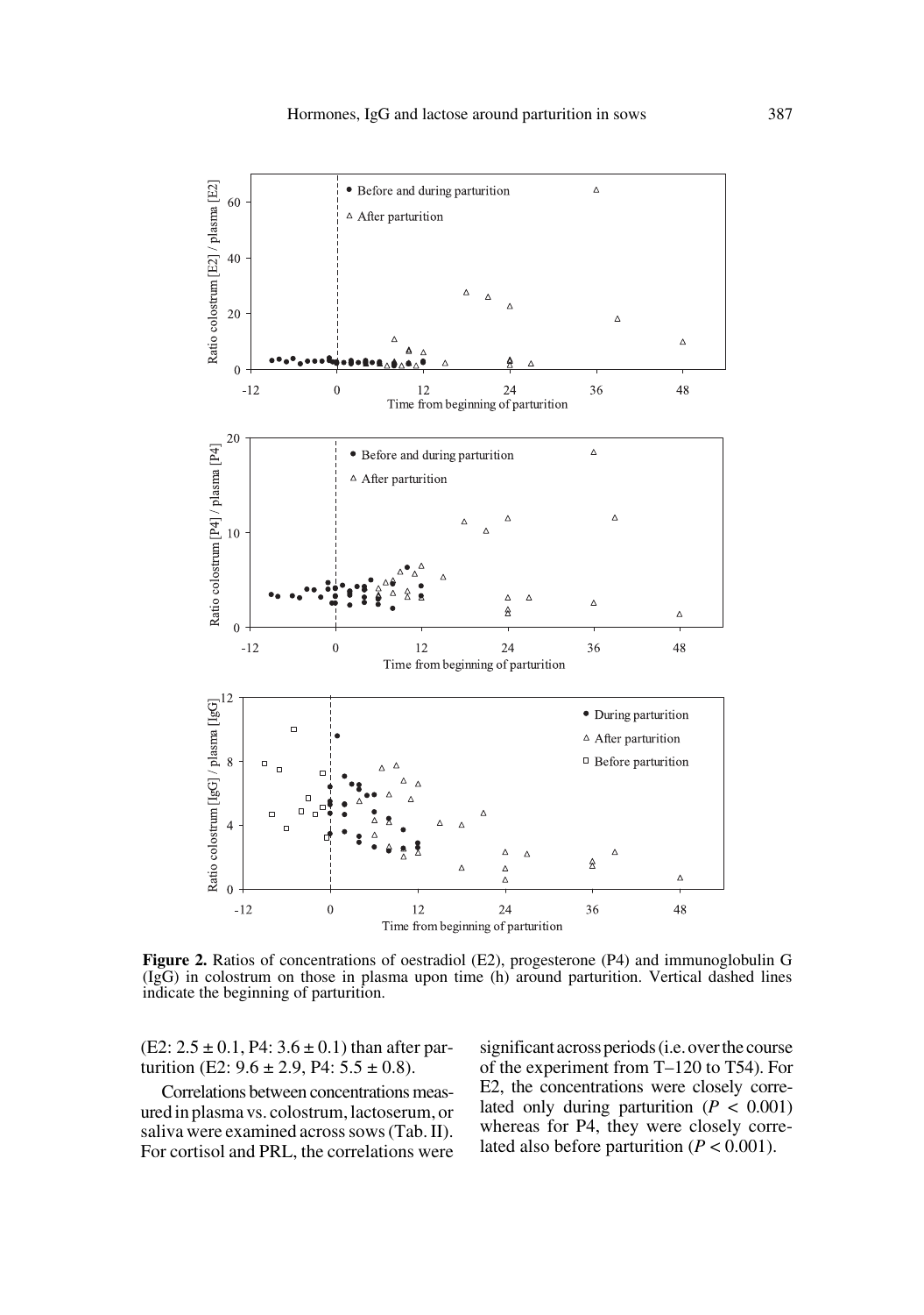**Figure 2.** Ratios of concentrations of oestradiol (E2), progesterone (P4) and immunoglobulin G (IgG) in colostrum on those in plasma upon time (h) around parturition. Vertical dashed lines indicate the beginning of parturition.

(E2: $2.5 \pm 0.1$, P4: $3.6 \pm 0.1$) than after parturition (E2: $9.6 \pm 2.9$, P4: $5.5 \pm 0.8$).

Correlations between concentrations measured in plasma vs. colostrum, lactoserum, or saliva were examined across sows (Tab. II). For cortisol and PRL, the correlations were significant across periods (i.e. over the course of the experiment from T–120 to T54). For E2, the concentrations were closely correlated only during parturition ($P < 0.001$) whereas for P4, they were closely correlated also before parturition ($P < 0.001$).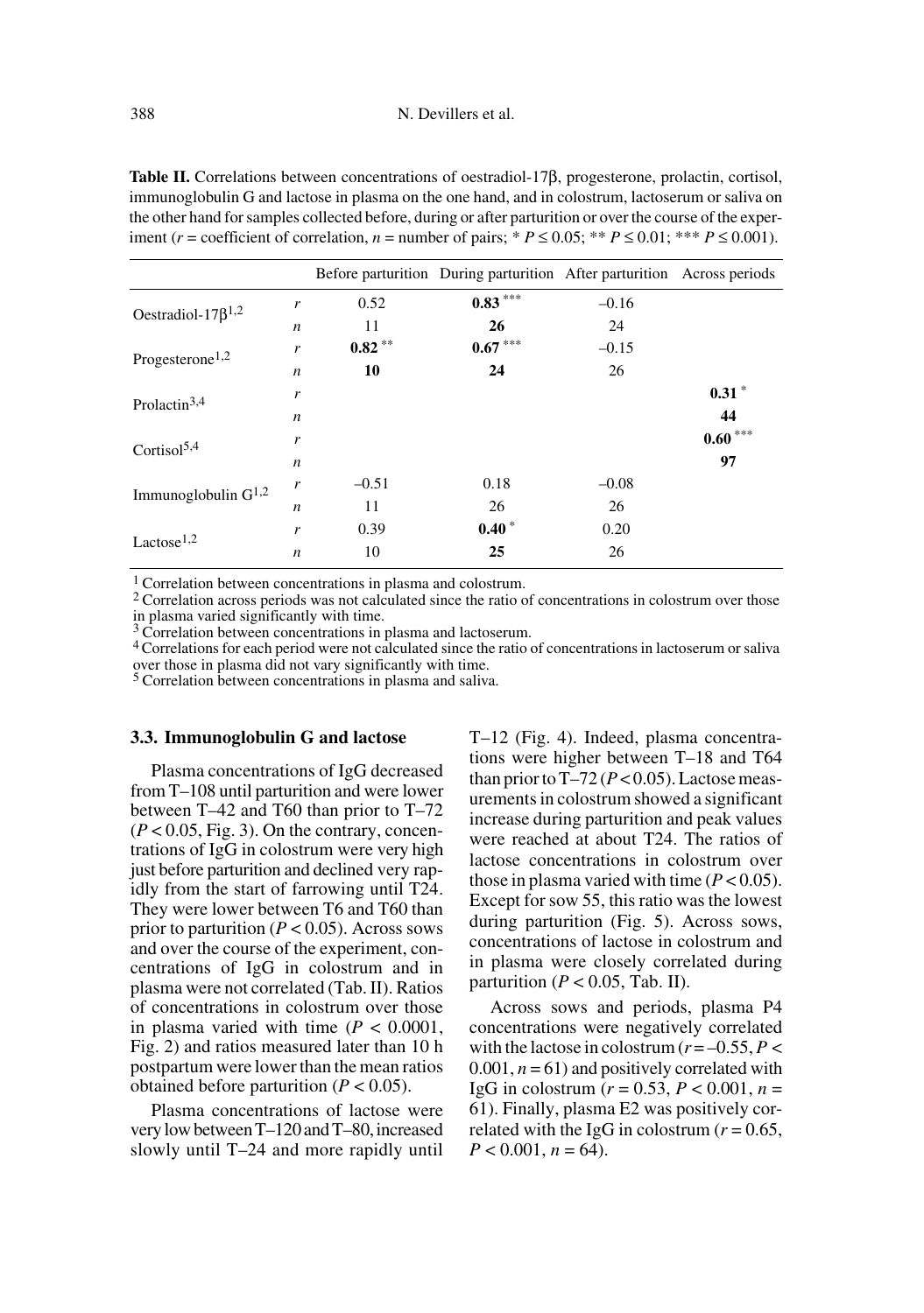**Table II.** Correlations between concentrations of oestradiol-17β, progesterone, prolactin, cortisol, immunoglobulin G and lactose in plasma on the one hand, and in colostrum, lactoserum or saliva on the other hand for samples collected before, during or after parturition or over the course of the experiment ($r$ = coefficient of correlation, $n$ = number of pairs; * $P \leq 0.05$; ** $P \leq 0.01$; *** $P \leq 0.001$).

| | | Before parturition | During parturition | After parturition | Across periods |
|---|---|---|---|---|---|
| Oestradiol-17β[1,2] | $r$ | 0.52 | **0.83** *** | –0.16 | |
| | $n$ | 11 | **26** | 24 | |
| Progesterone[1,2] | $r$ | **0.82** ** | **0.67** *** | –0.15 | |
| | $n$ | **10** | **24** | 26 | |
| Prolactin[3,4] | $r$ | | | | **0.31** * |
| | $n$ | | | | **44** |
| Cortisol[5,4] | $r$ | | | | **0.60** *** |
| | $n$ | | | | **97** |
| Immunoglobulin G[1,2] | $r$ | –0.51 | 0.18 | –0.08 | |
| | $n$ | 11 | 26 | 26 | |
| Lactose[1,2] | $r$ | 0.39 | **0.40** * | 0.20 | |
| | $n$ | 10 | **25** | 26 | |

[1] Correlation between concentrations in plasma and colostrum.
[2] Correlation across periods was not calculated since the ratio of concentrations in colostrum over those in plasma varied significantly with time.
[3] Correlation between concentrations in plasma and lactoserum.
[4] Correlations for each period were not calculated since the ratio of concentrations in lactoserum or saliva over those in plasma did not vary significantly with time.
[5] Correlation between concentrations in plasma and saliva.

### 3.3. Immunoglobulin G and lactose

Plasma concentrations of IgG decreased from T–108 until parturition and were lower between T–42 and T60 than prior to T–72 ($P < 0.05$, Fig. 3). On the contrary, concentrations of IgG in colostrum were very high just before parturition and declined very rapidly from the start of farrowing until T24. They were lower between T6 and T60 than prior to parturition ($P < 0.05$). Across sows and over the course of the experiment, concentrations of IgG in colostrum and in plasma were not correlated (Tab. II). Ratios of concentrations in colostrum over those in plasma varied with time ($P < 0.0001$, Fig. 2) and ratios measured later than 10 h postpartum were lower than the mean ratios obtained before parturition ($P < 0.05$).

Plasma concentrations of lactose were very low between T–120 and T–80, increased slowly until T–24 and more rapidly until T–12 (Fig. 4). Indeed, plasma concentrations were higher between T–18 and T64 than prior to T–72 ($P < 0.05$). Lactose measurements in colostrum showed a significant increase during parturition and peak values were reached at about T24. The ratios of lactose concentrations in colostrum over those in plasma varied with time ($P < 0.05$). Except for sow 55, this ratio was the lowest during parturition (Fig. 5). Across sows, concentrations of lactose in colostrum and in plasma were closely correlated during parturition ($P < 0.05$, Tab. II).

Across sows and periods, plasma P4 concentrations were negatively correlated with the lactose in colostrum ($r = –0.55$, $P < 0.001$, $n = 61$) and positively correlated with IgG in colostrum ($r = 0.53$, $P < 0.001$, $n = 61$). Finally, plasma E2 was positively correlated with the IgG in colostrum ($r = 0.65$, $P < 0.001$, $n = 64$).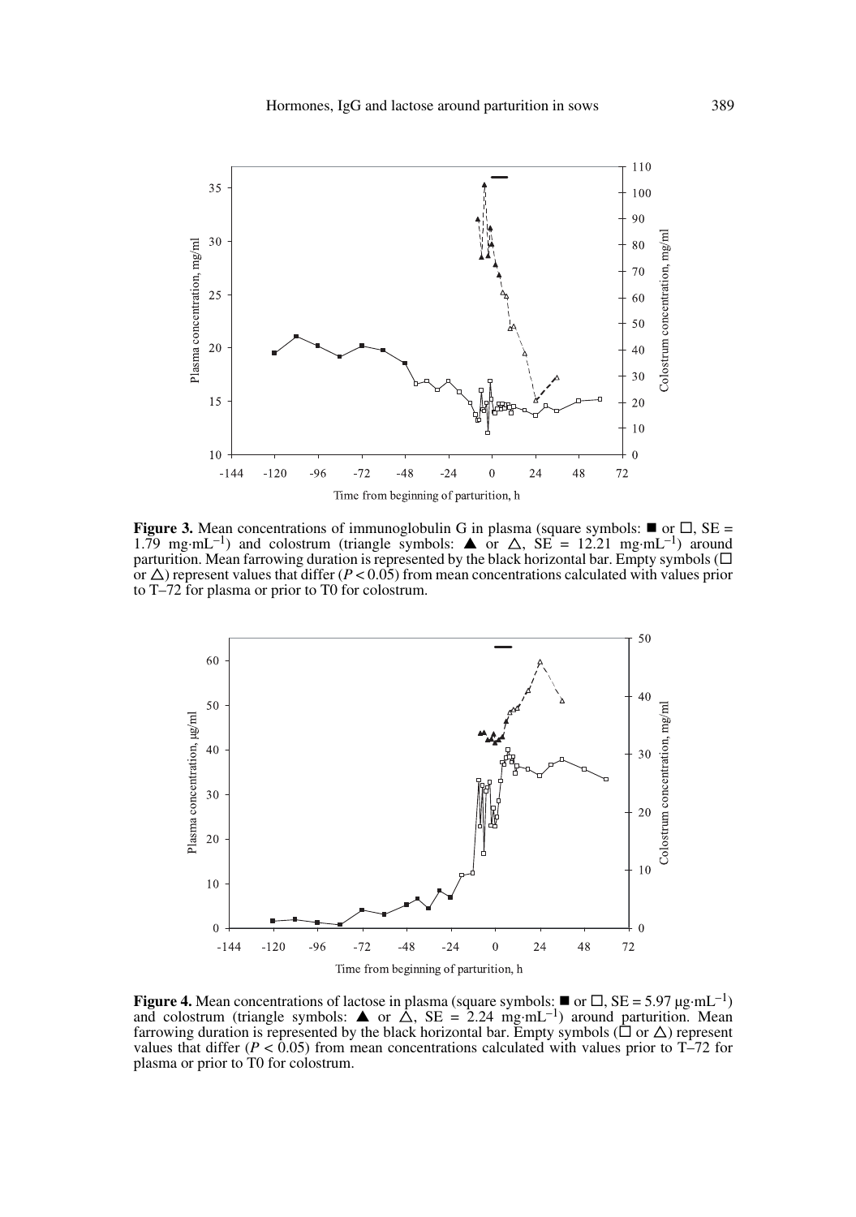**Figure 3.** Mean concentrations of immunoglobulin G in plasma (square symbols: ■ or □, SE = 1.79 mg·mL$^{-1}$) and colostrum (triangle symbols: ▲ or △, SE = 12.21 mg·mL$^{-1}$) around parturition. Mean farrowing duration is represented by the black horizontal bar. Empty symbols (□ or △) represent values that differ ($P < 0.05$) from mean concentrations calculated with values prior to T–72 for plasma or prior to T0 for colostrum.

**Figure 4.** Mean concentrations of lactose in plasma (square symbols: ■ or □, SE = 5.97 µg·mL$^{-1}$) and colostrum (triangle symbols: ▲ or △, SE = 2.24 mg·mL$^{-1}$) around parturition. Mean farrowing duration is represented by the black horizontal bar. Empty symbols (□ or △) represent values that differ ($P < 0.05$) from mean concentrations calculated with values prior to T–72 for plasma or prior to T0 for colostrum.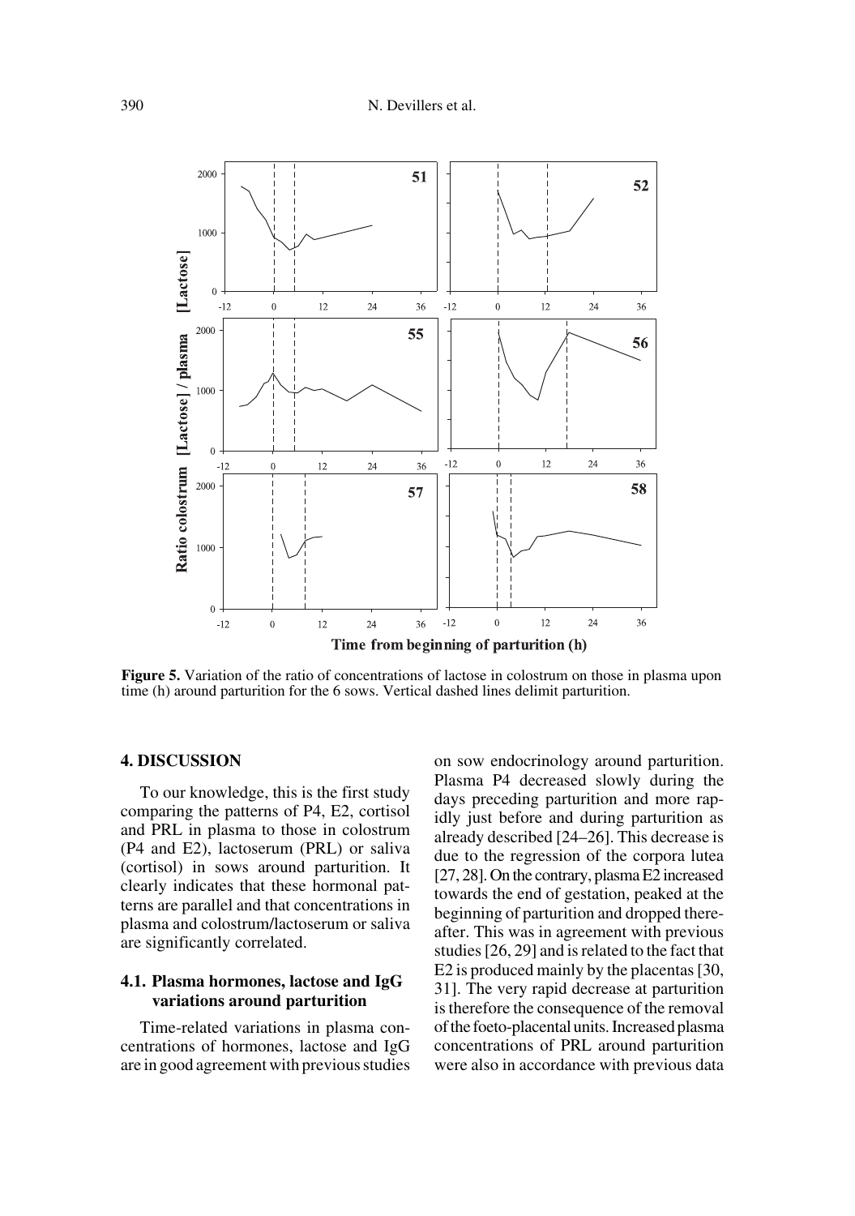**Figure 5.** Variation of the ratio of concentrations of lactose in colostrum on those in plasma upon time (h) around parturition for the 6 sows. Vertical dashed lines delimit parturition.

## 4. DISCUSSION

To our knowledge, this is the first study comparing the patterns of P4, E2, cortisol and PRL in plasma to those in colostrum (P4 and E2), lactoserum (PRL) or saliva (cortisol) in sows around parturition. It clearly indicates that these hormonal patterns are parallel and that concentrations in plasma and colostrum/lactoserum or saliva are significantly correlated.

### 4.1. Plasma hormones, lactose and IgG variations around parturition

Time-related variations in plasma concentrations of hormones, lactose and IgG are in good agreement with previous studies on sow endocrinology around parturition. Plasma P4 decreased slowly during the days preceding parturition and more rapidly just before and during parturition as already described [24–26]. This decrease is due to the regression of the corpora lutea [27, 28]. On the contrary, plasma E2 increased towards the end of gestation, peaked at the beginning of parturition and dropped thereafter. This was in agreement with previous studies [26, 29] and is related to the fact that E2 is produced mainly by the placentas [30, 31]. The very rapid decrease at parturition is therefore the consequence of the removal of the foeto-placental units. Increased plasma concentrations of PRL around parturition were also in accordance with previous data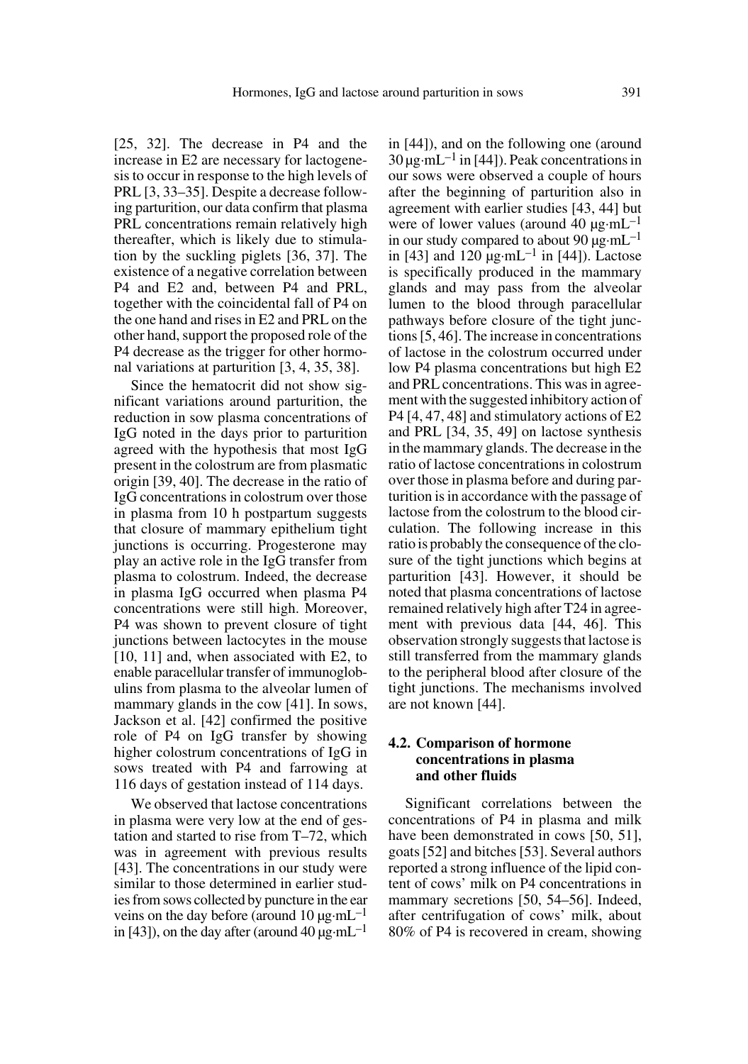[25, 32]. The decrease in P4 and the increase in E2 are necessary for lactogenesis to occur in response to the high levels of PRL [3, 33–35]. Despite a decrease following parturition, our data confirm that plasma PRL concentrations remain relatively high thereafter, which is likely due to stimulation by the suckling piglets [36, 37]. The existence of a negative correlation between P4 and E2 and, between P4 and PRL, together with the coincidental fall of P4 on the one hand and rises in E2 and PRL on the other hand, support the proposed role of the P4 decrease as the trigger for other hormonal variations at parturition [3, 4, 35, 38].

Since the hematocrit did not show significant variations around parturition, the reduction in sow plasma concentrations of IgG noted in the days prior to parturition agreed with the hypothesis that most IgG present in the colostrum are from plasmatic origin [39, 40]. The decrease in the ratio of IgG concentrations in colostrum over those in plasma from 10 h postpartum suggests that closure of mammary epithelium tight junctions is occurring. Progesterone may play an active role in the IgG transfer from plasma to colostrum. Indeed, the decrease in plasma IgG occurred when plasma P4 concentrations were still high. Moreover, P4 was shown to prevent closure of tight junctions between lactocytes in the mouse [10, 11] and, when associated with E2, to enable paracellular transfer of immunoglobulins from plasma to the alveolar lumen of mammary glands in the cow [41]. In sows, Jackson et al. [42] confirmed the positive role of P4 on IgG transfer by showing higher colostrum concentrations of IgG in sows treated with P4 and farrowing at 116 days of gestation instead of 114 days.

We observed that lactose concentrations in plasma were very low at the end of gestation and started to rise from T–72, which was in agreement with previous results [43]. The concentrations in our study were similar to those determined in earlier studies from sows collected by puncture in the ear veins on the day before (around 10 $\mu g \cdot mL^{-1}$ in [43]), on the day after (around 40 $\mu g \cdot mL^{-1}$ in [44]), and on the following one (around 30 $\mu g \cdot mL^{-1}$ in [44]). Peak concentrations in our sows were observed a couple of hours after the beginning of parturition also in agreement with earlier studies [43, 44] but were of lower values (around 40 $\mu g \cdot mL^{-1}$ in our study compared to about 90 $\mu g \cdot mL^{-1}$ in [43] and 120 $\mu g \cdot mL^{-1}$ in [44]). Lactose is specifically produced in the mammary glands and may pass from the alveolar lumen to the blood through paracellular pathways before closure of the tight junctions [5, 46]. The increase in concentrations of lactose in the colostrum occurred under low P4 plasma concentrations but high E2 and PRL concentrations. This was in agreement with the suggested inhibitory action of P4 [4, 47, 48] and stimulatory actions of E2 and PRL [34, 35, 49] on lactose synthesis in the mammary glands. The decrease in the ratio of lactose concentrations in colostrum over those in plasma before and during parturition is in accordance with the passage of lactose from the colostrum to the blood circulation. The following increase in this ratio is probably the consequence of the closure of the tight junctions which begins at parturition [43]. However, it should be noted that plasma concentrations of lactose remained relatively high after T24 in agreement with previous data [44, 46]. This observation strongly suggests that lactose is still transferred from the mammary glands to the peripheral blood after closure of the tight junctions. The mechanisms involved are not known [44].

### 4.2. Comparison of hormone concentrations in plasma and other fluids

Significant correlations between the concentrations of P4 in plasma and milk have been demonstrated in cows [50, 51], goats [52] and bitches [53]. Several authors reported a strong influence of the lipid content of cows' milk on P4 concentrations in mammary secretions [50, 54–56]. Indeed, after centrifugation of cows' milk, about 80% of P4 is recovered in cream, showing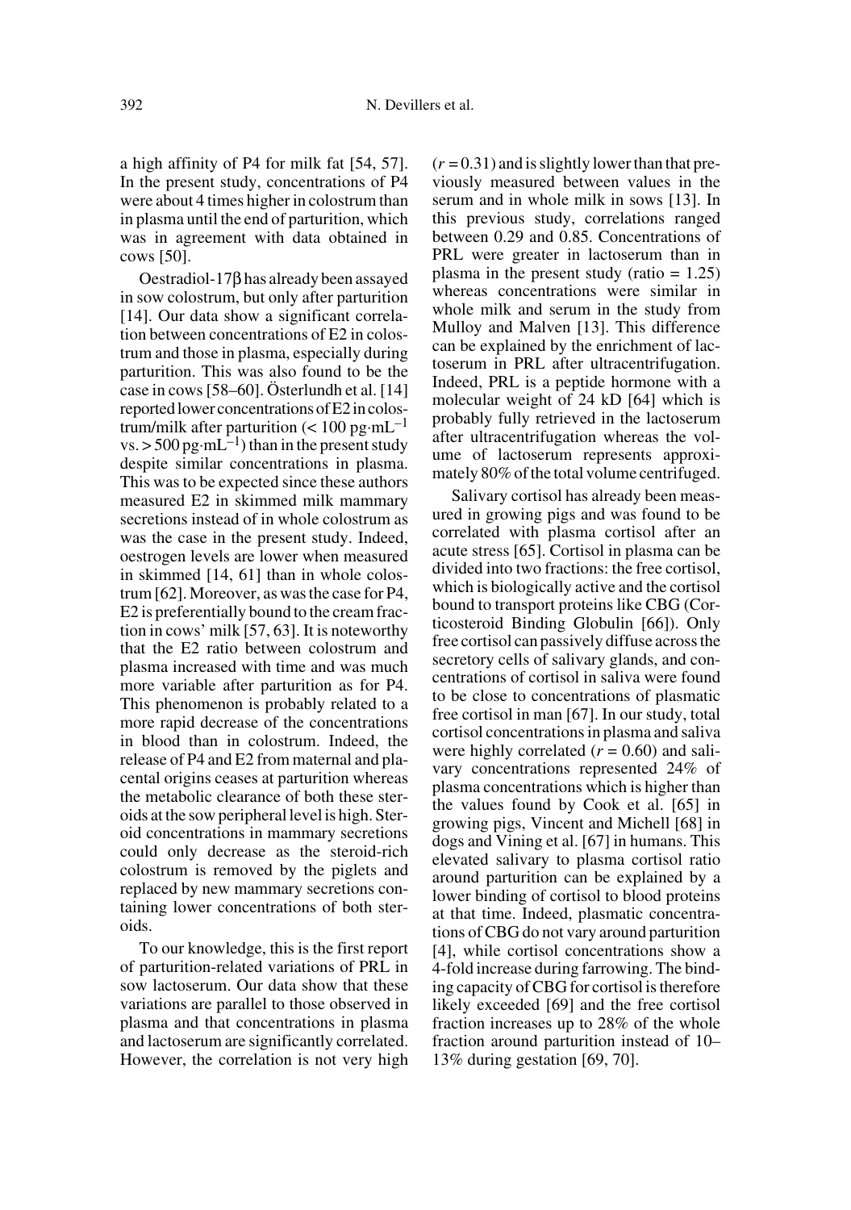a high affinity of P4 for milk fat [54, 57]. In the present study, concentrations of P4 were about 4 times higher in colostrum than in plasma until the end of parturition, which was in agreement with data obtained in cows [50].

Oestradiol-17β has already been assayed in sow colostrum, but only after parturition [14]. Our data show a significant correlation between concentrations of E2 in colostrum and those in plasma, especially during parturition. This was also found to be the case in cows [58–60]. Österlundh et al. [14] reported lower concentrations of E2 in colostrum/milk after parturition ($< 100$ pg·mL$^{-1}$ vs. $> 500$ pg·mL$^{-1}$) than in the present study despite similar concentrations in plasma. This was to be expected since these authors measured E2 in skimmed milk mammary secretions instead of in whole colostrum as was the case in the present study. Indeed, oestrogen levels are lower when measured in skimmed [14, 61] than in whole colostrum [62]. Moreover, as was the case for P4, E2 is preferentially bound to the cream fraction in cows' milk [57, 63]. It is noteworthy that the E2 ratio between colostrum and plasma increased with time and was much more variable after parturition as for P4. This phenomenon is probably related to a more rapid decrease of the concentrations in blood than in colostrum. Indeed, the release of P4 and E2 from maternal and placental origins ceases at parturition whereas the metabolic clearance of both these steroids at the sow peripheral level is high. Steroid concentrations in mammary secretions could only decrease as the steroid-rich colostrum is removed by the piglets and replaced by new mammary secretions containing lower concentrations of both steroids.

To our knowledge, this is the first report of parturition-related variations of PRL in sow lactoserum. Our data show that these variations are parallel to those observed in plasma and that concentrations in plasma and lactoserum are significantly correlated. However, the correlation is not very high ($r = 0.31$) and is slightly lower than that previously measured between values in the serum and in whole milk in sows [13]. In this previous study, correlations ranged between 0.29 and 0.85. Concentrations of PRL were greater in lactoserum than in plasma in the present study (ratio = 1.25) whereas concentrations were similar in whole milk and serum in the study from Mulloy and Malven [13]. This difference can be explained by the enrichment of lactoserum in PRL after ultracentrifugation. Indeed, PRL is a peptide hormone with a molecular weight of 24 kD [64] which is probably fully retrieved in the lactoserum after ultracentrifugation whereas the volume of lactoserum represents approximately 80% of the total volume centrifuged.

Salivary cortisol has already been measured in growing pigs and was found to be correlated with plasma cortisol after an acute stress [65]. Cortisol in plasma can be divided into two fractions: the free cortisol, which is biologically active and the cortisol bound to transport proteins like CBG (Corticosteroid Binding Globulin [66]). Only free cortisol can passively diffuse across the secretory cells of salivary glands, and concentrations of cortisol in saliva were found to be close to concentrations of plasmatic free cortisol in man [67]. In our study, total cortisol concentrations in plasma and saliva were highly correlated ($r = 0.60$) and salivary concentrations represented 24% of plasma concentrations which is higher than the values found by Cook et al. [65] in growing pigs, Vincent and Michell [68] in dogs and Vining et al. [67] in humans. This elevated salivary to plasma cortisol ratio around parturition can be explained by a lower binding of cortisol to blood proteins at that time. Indeed, plasmatic concentrations of CBG do not vary around parturition [4], while cortisol concentrations show a 4-fold increase during farrowing. The binding capacity of CBG for cortisol is therefore likely exceeded [69] and the free cortisol fraction increases up to 28% of the whole fraction around parturition instead of 10–13% during gestation [69, 70].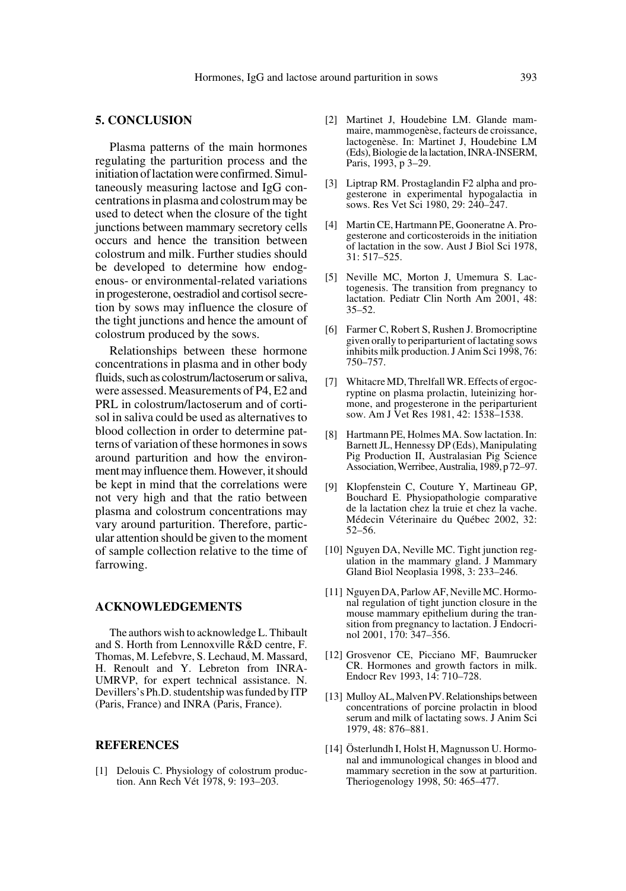## 5. CONCLUSION

Plasma patterns of the main hormones regulating the parturition process and the initiation of lactation were confirmed. Simultaneously measuring lactose and IgG concentrations in plasma and colostrum may be used to detect when the closure of the tight junctions between mammary secretory cells occurs and hence the transition between colostrum and milk. Further studies should be developed to determine how endogenous- or environmental-related variations in progesterone, oestradiol and cortisol secretion by sows may influence the closure of the tight junctions and hence the amount of colostrum produced by the sows.

Relationships between these hormone concentrations in plasma and in other body fluids, such as colostrum/lactoserum or saliva, were assessed. Measurements of P4, E2 and PRL in colostrum/lactoserum and of cortisol in saliva could be used as alternatives to blood collection in order to determine patterns of variation of these hormones in sows around parturition and how the environment may influence them. However, it should be kept in mind that the correlations were not very high and that the ratio between plasma and colostrum concentrations may vary around parturition. Therefore, particular attention should be given to the moment of sample collection relative to the time of farrowing.

## ACKNOWLEDGEMENTS

The authors wish to acknowledge L. Thibault and S. Horth from Lennoxville R&D centre, F. Thomas, M. Lefebvre, S. Lechaud, M. Massard, H. Renoult and Y. Lebreton from INRA-UMRVP, for expert technical assistance. N. Devillers's Ph.D. studentship was funded by ITP (Paris, France) and INRA (Paris, France).

## REFERENCES

[1] Delouis C. Physiology of colostrum production. Ann Rech Vét 1978, 9: 193–203.

[2] Martinet J, Houdebine LM. Glande mammaire, mammogenèse, facteurs de croissance, lactogenèse. In: Martinet J, Houdebine LM (Eds), Biologie de la lactation, INRA-INSERM, Paris, 1993, p 3–29.

[3] Liptrap RM. Prostaglandin F2 alpha and progesterone in experimental hypogalactia in sows. Res Vet Sci 1980, 29: 240–247.

[4] Martin CE, Hartmann PE, Gooneratne A. Progesterone and corticosteroids in the initiation of lactation in the sow. Aust J Biol Sci 1978, 31: 517–525.

[5] Neville MC, Morton J, Umemura S. Lactogenesis. The transition from pregnancy to lactation. Pediatr Clin North Am 2001, 48: 35–52.

[6] Farmer C, Robert S, Rushen J. Bromocriptine given orally to periparturient of lactating sows inhibits milk production. J Anim Sci 1998, 76: 750–757.

[7] Whitacre MD, Threlfall WR. Effects of ergocryptine on plasma prolactin, luteinizing hormone, and progesterone in the periparturient sow. Am J Vet Res 1981, 42: 1538–1538.

[8] Hartmann PE, Holmes MA. Sow lactation. In: Barnett JL, Hennessy DP (Eds), Manipulating Pig Production II, Australasian Pig Science Association, Werribee, Australia, 1989, p 72–97.

[9] Klopfenstein C, Couture Y, Martineau GP, Bouchard E. Physiopathologie comparative de la lactation chez la truie et chez la vache. Médecin Véterinaire du Québec 2002, 32: 52–56.

[10] Nguyen DA, Neville MC. Tight junction regulation in the mammary gland. J Mammary Gland Biol Neoplasia 1998, 3: 233–246.

[11] Nguyen DA, Parlow AF, Neville MC. Hormonal regulation of tight junction closure in the mouse mammary epithelium during the transition from pregnancy to lactation. J Endocrinol 2001, 170: 347–356.

[12] Grosvenor CE, Picciano MF, Baumrucker CR. Hormones and growth factors in milk. Endocr Rev 1993, 14: 710–728.

[13] Mulloy AL, Malven PV. Relationships between concentrations of porcine prolactin in blood serum and milk of lactating sows. J Anim Sci 1979, 48: 876–881.

[14] Österlundh I, Holst H, Magnusson U. Hormonal and immunological changes in blood and mammary secretion in the sow at parturition. Theriogenology 1998, 50: 465–477.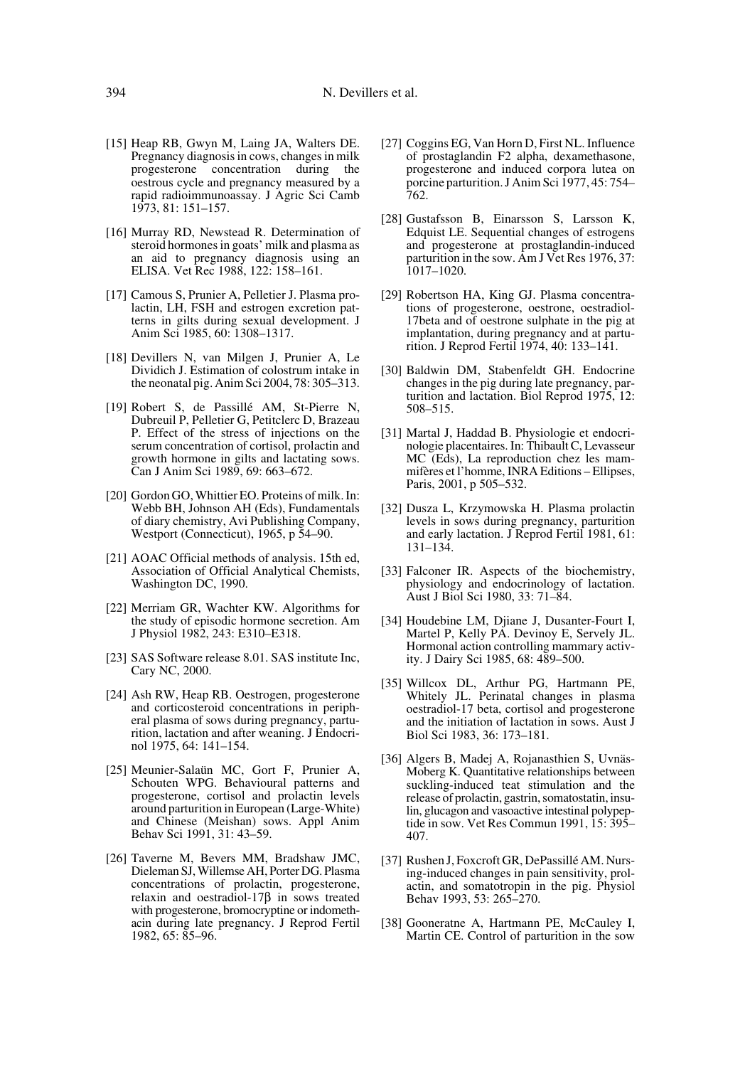[15] Heap RB, Gwyn M, Laing JA, Walters DE. Pregnancy diagnosis in cows, changes in milk progesterone concentration during the oestrous cycle and pregnancy measured by a rapid radioimmunoassay. J Agric Sci Camb 1973, 81: 151–157.

[16] Murray RD, Newstead R. Determination of steroid hormones in goats' milk and plasma as an aid to pregnancy diagnosis using an ELISA. Vet Rec 1988, 122: 158–161.

[17] Camous S, Prunier A, Pelletier J. Plasma prolactin, LH, FSH and estrogen excretion patterns in gilts during sexual development. J Anim Sci 1985, 60: 1308–1317.

[18] Devillers N, van Milgen J, Prunier A, Le Dividich J. Estimation of colostrum intake in the neonatal pig. Anim Sci 2004, 78: 305–313.

[19] Robert S, de Passillé AM, St-Pierre N, Dubreuil P, Pelletier G, Petitclerc D, Brazeau P. Effect of the stress of injections on the serum concentration of cortisol, prolactin and growth hormone in gilts and lactating sows. Can J Anim Sci 1989, 69: 663–672.

[20] Gordon GO, Whittier EO. Proteins of milk. In: Webb BH, Johnson AH (Eds), Fundamentals of diary chemistry, Avi Publishing Company, Westport (Connecticut), 1965, p 54–90.

[21] AOAC Official methods of analysis. 15th ed, Association of Official Analytical Chemists, Washington DC, 1990.

[22] Merriam GR, Wachter KW. Algorithms for the study of episodic hormone secretion. Am J Physiol 1982, 243: E310–E318.

[23] SAS Software release 8.01. SAS institute Inc, Cary NC, 2000.

[24] Ash RW, Heap RB. Oestrogen, progesterone and corticosteroid concentrations in peripheral plasma of sows during pregnancy, parturition, lactation and after weaning. J Endocrinol 1975, 64: 141–154.

[25] Meunier-Salaün MC, Gort F, Prunier A, Schouten WPG. Behavioural patterns and progesterone, cortisol and prolactin levels around parturition in European (Large-White) and Chinese (Meishan) sows. Appl Anim Behav Sci 1991, 31: 43–59.

[26] Taverne M, Bevers MM, Bradshaw JMC, Dieleman SJ, Willemse AH, Porter DG. Plasma concentrations of prolactin, progesterone, relaxin and oestradiol-17β in sows treated with progesterone, bromocryptine or indomethacin during late pregnancy. J Reprod Fertil 1982, 65: 85–96.

[27] Coggins EG, Van Horn D, First NL. Influence of prostaglandin F2 alpha, dexamethasone, progesterone and induced corpora lutea on porcine parturition. J Anim Sci 1977, 45: 754–762.

[28] Gustafsson B, Einarsson S, Larsson K, Edquist LE. Sequential changes of estrogens and progesterone at prostaglandin-induced parturition in the sow. Am J Vet Res 1976, 37: 1017–1020.

[29] Robertson HA, King GJ. Plasma concentrations of progesterone, oestrone, oestradiol-17beta and of oestrone sulphate in the pig at implantation, during pregnancy and at parturition. J Reprod Fertil 1974, 40: 133–141.

[30] Baldwin DM, Stabenfeldt GH. Endocrine changes in the pig during late pregnancy, parturition and lactation. Biol Reprod 1975, 12: 508–515.

[31] Martal J, Haddad B. Physiologie et endocrinologie placentaires. In: Thibault C, Levasseur MC (Eds), La reproduction chez les mammifères et l'homme, INRA Editions – Ellipses, Paris, 2001, p 505–532.

[32] Dusza L, Krzymowska H. Plasma prolactin levels in sows during pregnancy, parturition and early lactation. J Reprod Fertil 1981, 61: 131–134.

[33] Falconer IR. Aspects of the biochemistry, physiology and endocrinology of lactation. Aust J Biol Sci 1980, 33: 71–84.

[34] Houdebine LM, Djiane J, Dusanter-Fourt I, Martel P, Kelly PA. Devinoy E, Servely JL. Hormonal action controlling mammary activity. J Dairy Sci 1985, 68: 489–500.

[35] Willcox DL, Arthur PG, Hartmann PE, Whitely JL. Perinatal changes in plasma oestradiol-17 beta, cortisol and progesterone and the initiation of lactation in sows. Aust J Biol Sci 1983, 36: 173–181.

[36] Algers B, Madej A, Rojanasthien S, Uvnäs-Moberg K. Quantitative relationships between suckling-induced teat stimulation and the release of prolactin, gastrin, somatostatin, insulin, glucagon and vasoactive intestinal polypeptide in sow. Vet Res Commun 1991, 15: 395–407.

[37] Rushen J, Foxcroft GR, DePassillé AM. Nursing-induced changes in pain sensitivity, prolactin, and somatotropin in the pig. Physiol Behav 1993, 53: 265–270.

[38] Gooneratne A, Hartmann PE, McCauley I, Martin CE. Control of parturition in the sow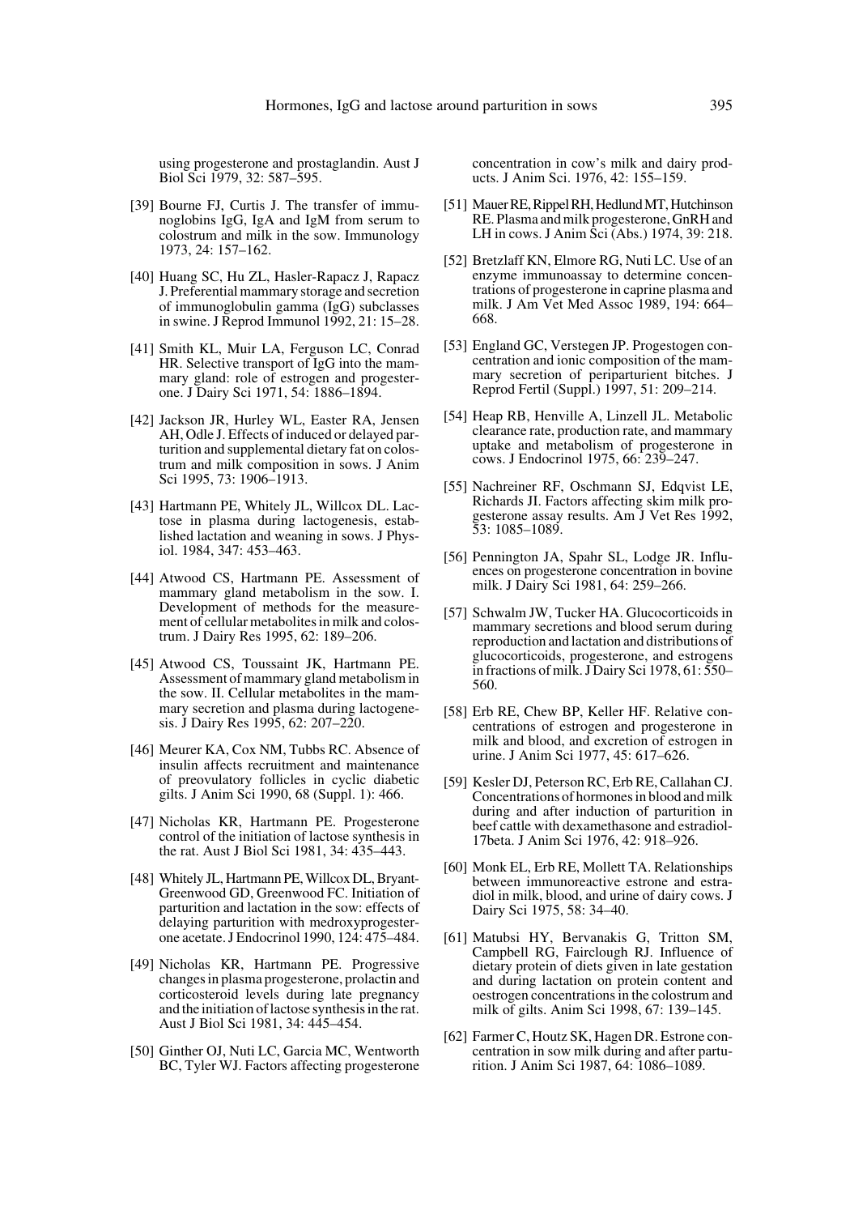using progesterone and prostaglandin. Aust J Biol Sci 1979, 32: 587–595.

[39] Bourne FJ, Curtis J. The transfer of immunoglobins IgG, IgA and IgM from serum to colostrum and milk in the sow. Immunology 1973, 24: 157–162.

[40] Huang SC, Hu ZL, Hasler-Rapacz J, Rapacz J. Preferential mammary storage and secretion of immunoglobulin gamma (IgG) subclasses in swine. J Reprod Immunol 1992, 21: 15–28.

[41] Smith KL, Muir LA, Ferguson LC, Conrad HR. Selective transport of IgG into the mammary gland: role of estrogen and progesterone. J Dairy Sci 1971, 54: 1886–1894.

[42] Jackson JR, Hurley WL, Easter RA, Jensen AH, Odle J. Effects of induced or delayed parturition and supplemental dietary fat on colostrum and milk composition in sows. J Anim Sci 1995, 73: 1906–1913.

[43] Hartmann PE, Whitely JL, Willcox DL. Lactose in plasma during lactogenesis, established lactation and weaning in sows. J Physiol. 1984, 347: 453–463.

[44] Atwood CS, Hartmann PE. Assessment of mammary gland metabolism in the sow. I. Development of methods for the measurement of cellular metabolites in milk and colostrum. J Dairy Res 1995, 62: 189–206.

[45] Atwood CS, Toussaint JK, Hartmann PE. Assessment of mammary gland metabolism in the sow. II. Cellular metabolites in the mammary secretion and plasma during lactogenesis. J Dairy Res 1995, 62: 207–220.

[46] Meurer KA, Cox NM, Tubbs RC. Absence of insulin affects recruitment and maintenance of preovulatory follicles in cyclic diabetic gilts. J Anim Sci 1990, 68 (Suppl. 1): 466.

[47] Nicholas KR, Hartmann PE. Progesterone control of the initiation of lactose synthesis in the rat. Aust J Biol Sci 1981, 34: 435–443.

[48] Whitely JL, Hartmann PE, Willcox DL, Bryant-Greenwood GD, Greenwood FC. Initiation of parturition and lactation in the sow: effects of delaying parturition with medroxyprogesterone acetate. J Endocrinol 1990, 124: 475–484.

[49] Nicholas KR, Hartmann PE. Progressive changes in plasma progesterone, prolactin and corticosteroid levels during late pregnancy and the initiation of lactose synthesis in the rat. Aust J Biol Sci 1981, 34: 445–454.

[50] Ginther OJ, Nuti LC, Garcia MC, Wentworth BC, Tyler WJ. Factors affecting progesterone concentration in cow's milk and dairy products. J Anim Sci. 1976, 42: 155–159.

[51] Mauer RE, Rippel RH, Hedlund MT, Hutchinson RE. Plasma and milk progesterone, GnRH and LH in cows. J Anim Sci (Abs.) 1974, 39: 218.

[52] Bretzlaff KN, Elmore RG, Nuti LC. Use of an enzyme immunoassay to determine concentrations of progesterone in caprine plasma and milk. J Am Vet Med Assoc 1989, 194: 664–668.

[53] England GC, Verstegen JP. Progestogen concentration and ionic composition of the mammary secretion of periparturient bitches. J Reprod Fertil (Suppl.) 1997, 51: 209–214.

[54] Heap RB, Henville A, Linzell JL. Metabolic clearance rate, production rate, and mammary uptake and metabolism of progesterone in cows. J Endocrinol 1975, 66: 239–247.

[55] Nachreiner RF, Oschmann SJ, Edqvist LE, Richards JI. Factors affecting skim milk progesterone assay results. Am J Vet Res 1992, 53: 1085–1089.

[56] Pennington JA, Spahr SL, Lodge JR. Influences on progesterone concentration in bovine milk. J Dairy Sci 1981, 64: 259–266.

[57] Schwalm JW, Tucker HA. Glucocorticoids in mammary secretions and blood serum during reproduction and lactation and distributions of glucocorticoids, progesterone, and estrogens in fractions of milk. J Dairy Sci 1978, 61: 550–560.

[58] Erb RE, Chew BP, Keller HF. Relative concentrations of estrogen and progesterone in milk and blood, and excretion of estrogen in urine. J Anim Sci 1977, 45: 617–626.

[59] Kesler DJ, Peterson RC, Erb RE, Callahan CJ. Concentrations of hormones in blood and milk during and after induction of parturition in beef cattle with dexamethasone and estradiol-17beta. J Anim Sci 1976, 42: 918–926.

[60] Monk EL, Erb RE, Mollett TA. Relationships between immunoreactive estrone and estradiol in milk, blood, and urine of dairy cows. J Dairy Sci 1975, 58: 34–40.

[61] Matubsi HY, Bervanakis G, Tritton SM, Campbell RG, Fairclough RJ. Influence of dietary protein of diets given in late gestation and during lactation on protein content and oestrogen concentrations in the colostrum and milk of gilts. Anim Sci 1998, 67: 139–145.

[62] Farmer C, Houtz SK, Hagen DR. Estrone concentration in sow milk during and after parturition. J Anim Sci 1987, 64: 1086–1089.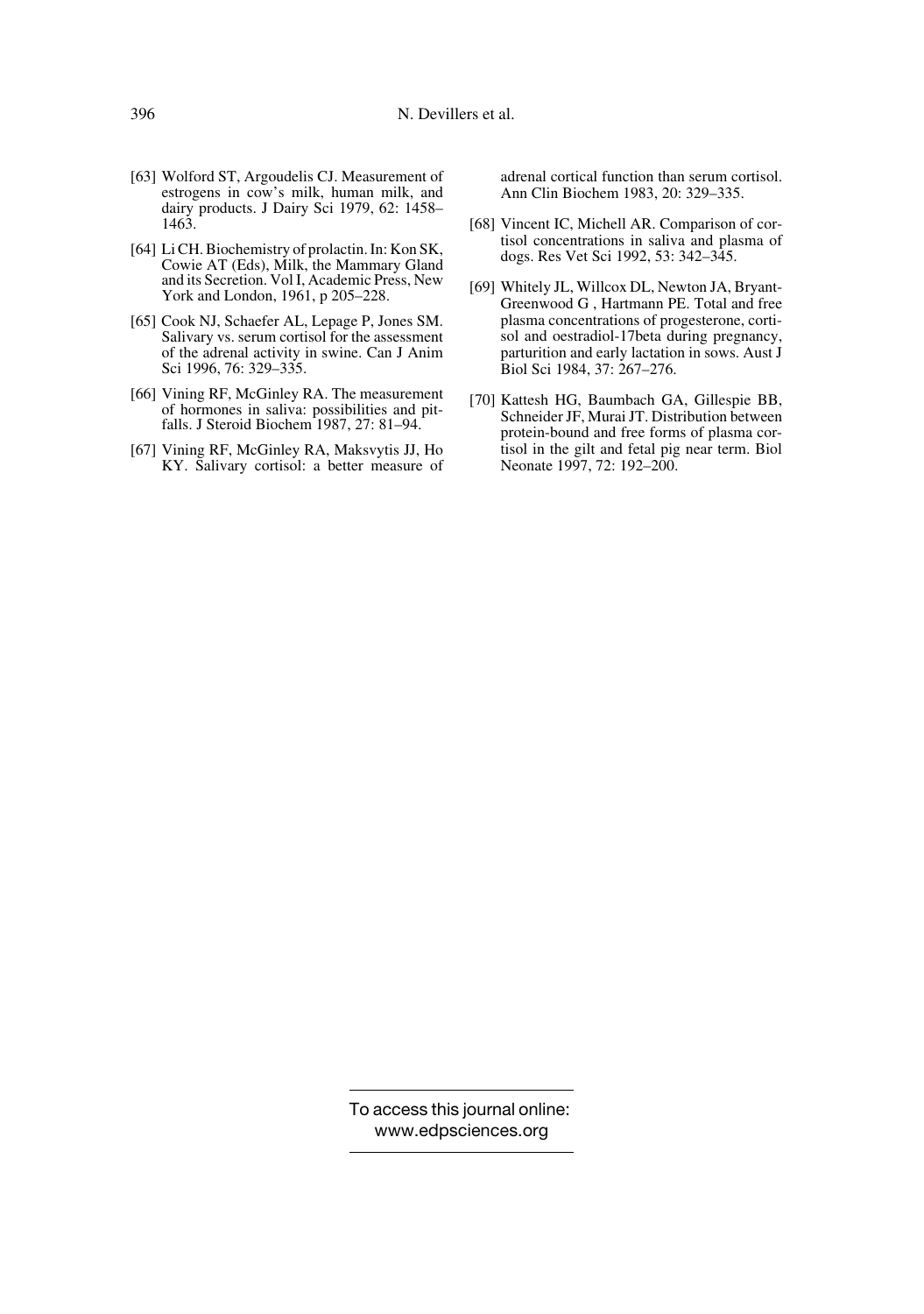[63] Wolford ST, Argoudelis CJ. Measurement of estrogens in cow's milk, human milk, and dairy products. J Dairy Sci 1979, 62: 1458–1463.

[64] Li CH. Biochemistry of prolactin. In: Kon SK, Cowie AT (Eds), Milk, the Mammary Gland and its Secretion. Vol I, Academic Press, New York and London, 1961, p 205–228.

[65] Cook NJ, Schaefer AL, Lepage P, Jones SM. Salivary vs. serum cortisol for the assessment of the adrenal activity in swine. Can J Anim Sci 1996, 76: 329–335.

[66] Vining RF, McGinley RA. The measurement of hormones in saliva: possibilities and pitfalls. J Steroid Biochem 1987, 27: 81–94.

[67] Vining RF, McGinley RA, Maksvytis JJ, Ho KY. Salivary cortisol: a better measure of adrenal cortical function than serum cortisol. Ann Clin Biochem 1983, 20: 329–335.

[68] Vincent IC, Michell AR. Comparison of cortisol concentrations in saliva and plasma of dogs. Res Vet Sci 1992, 53: 342–345.

[69] Whitely JL, Willcox DL, Newton JA, Bryant-Greenwood G , Hartmann PE. Total and free plasma concentrations of progesterone, cortisol and oestradiol-17beta during pregnancy, parturition and early lactation in sows. Aust J Biol Sci 1984, 37: 267–276.

[70] Kattesh HG, Baumbach GA, Gillespie BB, Schneider JF, Murai JT. Distribution between protein-bound and free forms of plasma cortisol in the gilt and fetal pig near term. Biol Neonate 1997, 72: 192–200.

To access this journal online:
www.edpsciences.org